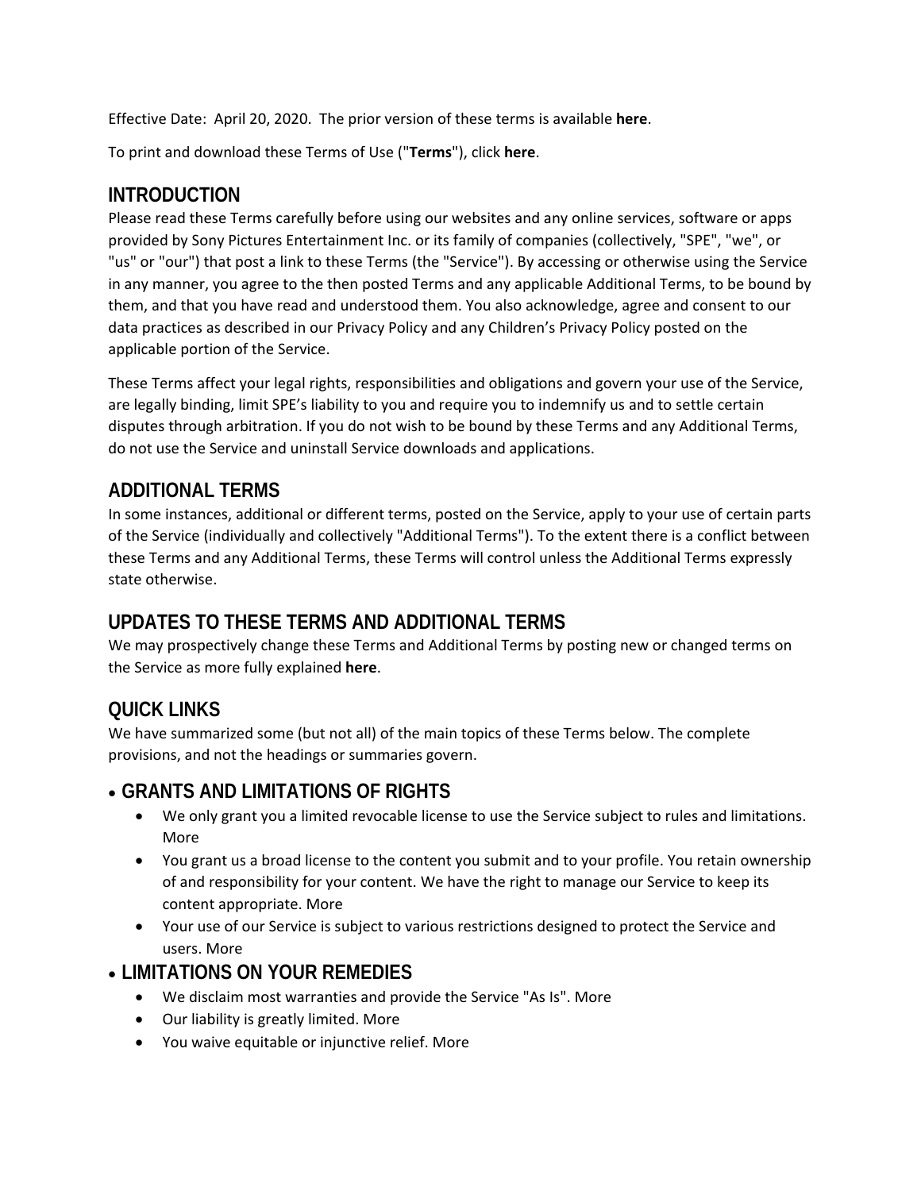Effective Date: April 20, 2020. The prior version of these terms is available **here**.

To print and download these Terms of Use ("**Terms**"), click **here**.

## INTRODUCTION

Please read these Terms carefully before using our websites and any online services, software or apps provided by Sony Pictures Entertainment Inc. or its family of companies (collectively, "SPE", "we", or "us" or "our") that post a link to these Terms (the "Service"). By accessing or otherwise using the Service in any manner, you agree to the then posted Terms and any applicable Additional Terms, to be bound by them, and that you have read and understood them. You also acknowledge, agree and consent to our data practices as described in our Privacy Policy and any Children's Privacy Policy posted on the applicable portion of the Service.

These Terms affect your legal rights, responsibilities and obligations and govern your use of the Service, are legally binding, limit SPE's liability to you and require you to indemnify us and to settle certain disputes through arbitration. If you do not wish to be bound by these Terms and any Additional Terms, do not use the Service and uninstall Service downloads and applications.

## ADDITIONAL TERMS

In some instances, additional or different terms, posted on the Service, apply to your use of certain parts of the Service (individually and collectively "Additional Terms"). To the extent there is a conflict between these Terms and any Additional Terms, these Terms will control unless the Additional Terms expressly state otherwise.

## UPDATES TO THESE TERMS AND ADDITIONAL TERMS

We may prospectively change these Terms and Additional Terms by posting new or changed terms on the Service as more fully explained **here**.

## QUICK LINKS

We have summarized some (but not all) of the main topics of these Terms below. The complete provisions, and not the headings or summaries govern.

- **GRANTS AND LIMITATIONS OF RIGHTS**
  - We only grant you a limited revocable license to use the Service subject to rules and limitations. More
  - You grant us a broad license to the content you submit and to your profile. You retain ownership of and responsibility for your content. We have the right to manage our Service to keep its content appropriate. More
  - Your use of our Service is subject to various restrictions designed to protect the Service and users. More
- **LIMITATIONS ON YOUR REMEDIES**
  - We disclaim most warranties and provide the Service "As Is". More
  - Our liability is greatly limited. More
  - You waive equitable or injunctive relief. More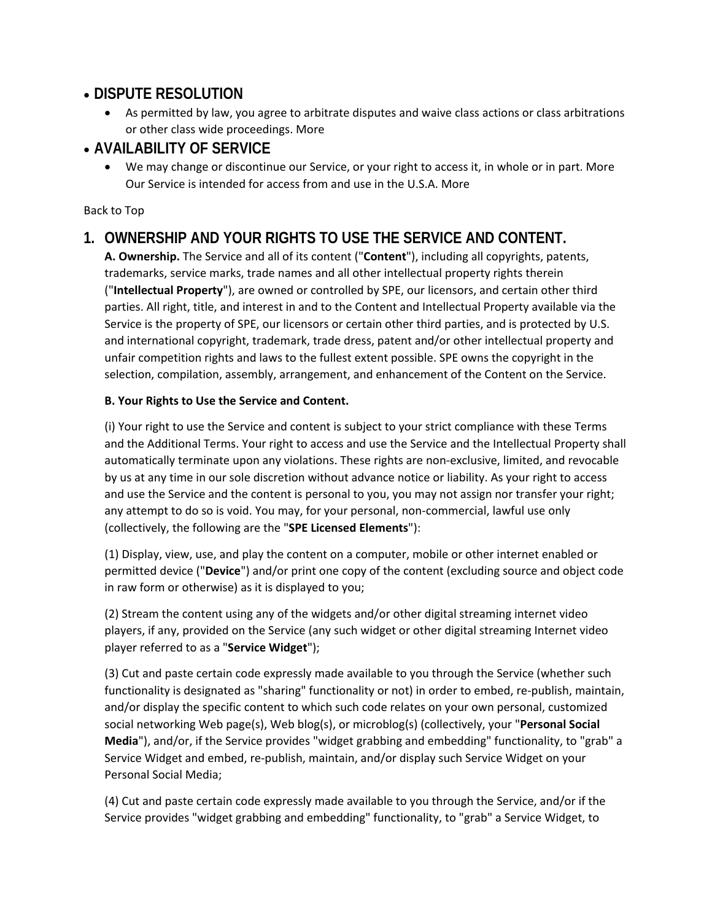## • DISPUTE RESOLUTION

- As permitted by law, you agree to arbitrate disputes and waive class actions or class arbitrations or other class wide proceedings. More

## • AVAILABILITY OF SERVICE

- We may change or discontinue our Service, or your right to access it, in whole or in part. More
  Our Service is intended for access from and use in the U.S.A. More

Back to Top

## 1. OWNERSHIP AND YOUR RIGHTS TO USE THE SERVICE AND CONTENT.

**A. Ownership.** The Service and all of its content ("**Content**"), including all copyrights, patents, trademarks, service marks, trade names and all other intellectual property rights therein ("**Intellectual Property**"), are owned or controlled by SPE, our licensors, and certain other third parties. All right, title, and interest in and to the Content and Intellectual Property available via the Service is the property of SPE, our licensors or certain other third parties, and is protected by U.S. and international copyright, trademark, trade dress, patent and/or other intellectual property and unfair competition rights and laws to the fullest extent possible. SPE owns the copyright in the selection, compilation, assembly, arrangement, and enhancement of the Content on the Service.

**B. Your Rights to Use the Service and Content.**

(i) Your right to use the Service and content is subject to your strict compliance with these Terms and the Additional Terms. Your right to access and use the Service and the Intellectual Property shall automatically terminate upon any violations. These rights are non-exclusive, limited, and revocable by us at any time in our sole discretion without advance notice or liability. As your right to access and use the Service and the content is personal to you, you may not assign nor transfer your right; any attempt to do so is void. You may, for your personal, non-commercial, lawful use only (collectively, the following are the "**SPE Licensed Elements**"):

(1) Display, view, use, and play the content on a computer, mobile or other internet enabled or permitted device ("**Device**") and/or print one copy of the content (excluding source and object code in raw form or otherwise) as it is displayed to you;

(2) Stream the content using any of the widgets and/or other digital streaming internet video players, if any, provided on the Service (any such widget or other digital streaming Internet video player referred to as a "**Service Widget**");

(3) Cut and paste certain code expressly made available to you through the Service (whether such functionality is designated as "sharing" functionality or not) in order to embed, re-publish, maintain, and/or display the specific content to which such code relates on your own personal, customized social networking Web page(s), Web blog(s), or microblog(s) (collectively, your "**Personal Social Media**"), and/or, if the Service provides "widget grabbing and embedding" functionality, to "grab" a Service Widget and embed, re-publish, maintain, and/or display such Service Widget on your Personal Social Media;

(4) Cut and paste certain code expressly made available to you through the Service, and/or if the Service provides "widget grabbing and embedding" functionality, to "grab" a Service Widget, to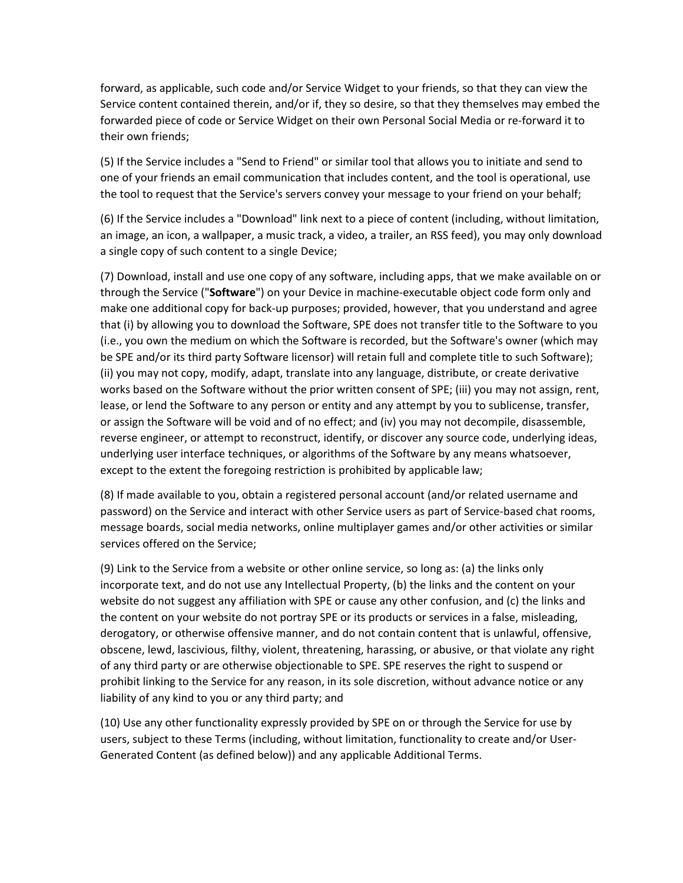forward, as applicable, such code and/or Service Widget to your friends, so that they can view the Service content contained therein, and/or if, they so desire, so that they themselves may embed the forwarded piece of code or Service Widget on their own Personal Social Media or re-forward it to their own friends;

(5) If the Service includes a "Send to Friend" or similar tool that allows you to initiate and send to one of your friends an email communication that includes content, and the tool is operational, use the tool to request that the Service's servers convey your message to your friend on your behalf;

(6) If the Service includes a "Download" link next to a piece of content (including, without limitation, an image, an icon, a wallpaper, a music track, a video, a trailer, an RSS feed), you may only download a single copy of such content to a single Device;

(7) Download, install and use one copy of any software, including apps, that we make available on or through the Service ("**Software**") on your Device in machine-executable object code form only and make one additional copy for back-up purposes; provided, however, that you understand and agree that (i) by allowing you to download the Software, SPE does not transfer title to the Software to you (i.e., you own the medium on which the Software is recorded, but the Software's owner (which may be SPE and/or its third party Software licensor) will retain full and complete title to such Software); (ii) you may not copy, modify, adapt, translate into any language, distribute, or create derivative works based on the Software without the prior written consent of SPE; (iii) you may not assign, rent, lease, or lend the Software to any person or entity and any attempt by you to sublicense, transfer, or assign the Software will be void and of no effect; and (iv) you may not decompile, disassemble, reverse engineer, or attempt to reconstruct, identify, or discover any source code, underlying ideas, underlying user interface techniques, or algorithms of the Software by any means whatsoever, except to the extent the foregoing restriction is prohibited by applicable law;

(8) If made available to you, obtain a registered personal account (and/or related username and password) on the Service and interact with other Service users as part of Service-based chat rooms, message boards, social media networks, online multiplayer games and/or other activities or similar services offered on the Service;

(9) Link to the Service from a website or other online service, so long as: (a) the links only incorporate text, and do not use any Intellectual Property, (b) the links and the content on your website do not suggest any affiliation with SPE or cause any other confusion, and (c) the links and the content on your website do not portray SPE or its products or services in a false, misleading, derogatory, or otherwise offensive manner, and do not contain content that is unlawful, offensive, obscene, lewd, lascivious, filthy, violent, threatening, harassing, or abusive, or that violate any right of any third party or are otherwise objectionable to SPE. SPE reserves the right to suspend or prohibit linking to the Service for any reason, in its sole discretion, without advance notice or any liability of any kind to you or any third party; and

(10) Use any other functionality expressly provided by SPE on or through the Service for use by users, subject to these Terms (including, without limitation, functionality to create and/or User-Generated Content (as defined below)) and any applicable Additional Terms.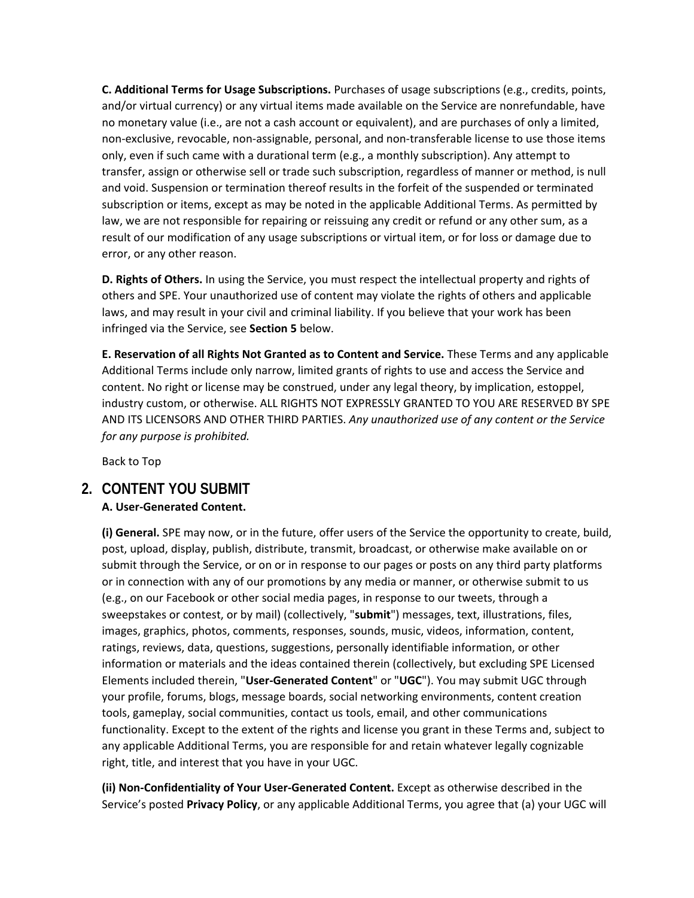**C. Additional Terms for Usage Subscriptions.** Purchases of usage subscriptions (e.g., credits, points, and/or virtual currency) or any virtual items made available on the Service are nonrefundable, have no monetary value (i.e., are not a cash account or equivalent), and are purchases of only a limited, non-exclusive, revocable, non-assignable, personal, and non-transferable license to use those items only, even if such came with a durational term (e.g., a monthly subscription). Any attempt to transfer, assign or otherwise sell or trade such subscription, regardless of manner or method, is null and void. Suspension or termination thereof results in the forfeit of the suspended or terminated subscription or items, except as may be noted in the applicable Additional Terms. As permitted by law, we are not responsible for repairing or reissuing any credit or refund or any other sum, as a result of our modification of any usage subscriptions or virtual item, or for loss or damage due to error, or any other reason.

**D. Rights of Others.** In using the Service, you must respect the intellectual property and rights of others and SPE. Your unauthorized use of content may violate the rights of others and applicable laws, and may result in your civil and criminal liability. If you believe that your work has been infringed via the Service, see **Section 5** below.

**E. Reservation of all Rights Not Granted as to Content and Service.** These Terms and any applicable Additional Terms include only narrow, limited grants of rights to use and access the Service and content. No right or license may be construed, under any legal theory, by implication, estoppel, industry custom, or otherwise. ALL RIGHTS NOT EXPRESSLY GRANTED TO YOU ARE RESERVED BY SPE AND ITS LICENSORS AND OTHER THIRD PARTIES. *Any unauthorized use of any content or the Service for any purpose is prohibited.*

Back to Top

## 2. CONTENT YOU SUBMIT

**A. User-Generated Content.**

**(i) General.** SPE may now, or in the future, offer users of the Service the opportunity to create, build, post, upload, display, publish, distribute, transmit, broadcast, or otherwise make available on or submit through the Service, or on or in response to our pages or posts on any third party platforms or in connection with any of our promotions by any media or manner, or otherwise submit to us (e.g., on our Facebook or other social media pages, in response to our tweets, through a sweepstakes or contest, or by mail) (collectively, "**submit**") messages, text, illustrations, files, images, graphics, photos, comments, responses, sounds, music, videos, information, content, ratings, reviews, data, questions, suggestions, personally identifiable information, or other information or materials and the ideas contained therein (collectively, but excluding SPE Licensed Elements included therein, "**User-Generated Content**" or "**UGC**"). You may submit UGC through your profile, forums, blogs, message boards, social networking environments, content creation tools, gameplay, social communities, contact us tools, email, and other communications functionality. Except to the extent of the rights and license you grant in these Terms and, subject to any applicable Additional Terms, you are responsible for and retain whatever legally cognizable right, title, and interest that you have in your UGC.

**(ii) Non-Confidentiality of Your User-Generated Content.** Except as otherwise described in the Service's posted **Privacy Policy**, or any applicable Additional Terms, you agree that (a) your UGC will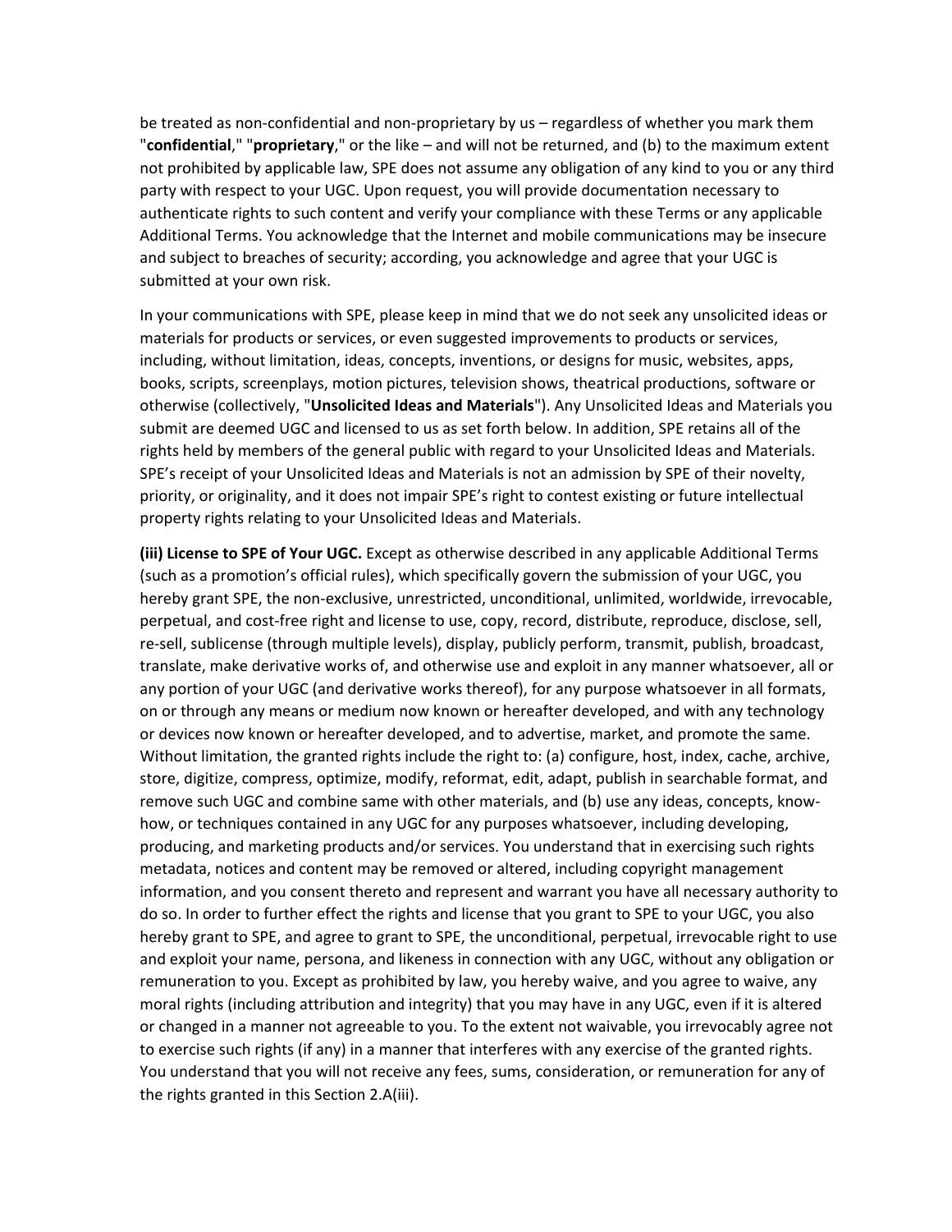be treated as non-confidential and non-proprietary by us – regardless of whether you mark them "**confidential**," "**proprietary**," or the like – and will not be returned, and (b) to the maximum extent not prohibited by applicable law, SPE does not assume any obligation of any kind to you or any third party with respect to your UGC. Upon request, you will provide documentation necessary to authenticate rights to such content and verify your compliance with these Terms or any applicable Additional Terms. You acknowledge that the Internet and mobile communications may be insecure and subject to breaches of security; according, you acknowledge and agree that your UGC is submitted at your own risk.

In your communications with SPE, please keep in mind that we do not seek any unsolicited ideas or materials for products or services, or even suggested improvements to products or services, including, without limitation, ideas, concepts, inventions, or designs for music, websites, apps, books, scripts, screenplays, motion pictures, television shows, theatrical productions, software or otherwise (collectively, "**Unsolicited Ideas and Materials**"). Any Unsolicited Ideas and Materials you submit are deemed UGC and licensed to us as set forth below. In addition, SPE retains all of the rights held by members of the general public with regard to your Unsolicited Ideas and Materials. SPE's receipt of your Unsolicited Ideas and Materials is not an admission by SPE of their novelty, priority, or originality, and it does not impair SPE's right to contest existing or future intellectual property rights relating to your Unsolicited Ideas and Materials.

**(iii) License to SPE of Your UGC.** Except as otherwise described in any applicable Additional Terms (such as a promotion's official rules), which specifically govern the submission of your UGC, you hereby grant SPE, the non-exclusive, unrestricted, unconditional, unlimited, worldwide, irrevocable, perpetual, and cost-free right and license to use, copy, record, distribute, reproduce, disclose, sell, re-sell, sublicense (through multiple levels), display, publicly perform, transmit, publish, broadcast, translate, make derivative works of, and otherwise use and exploit in any manner whatsoever, all or any portion of your UGC (and derivative works thereof), for any purpose whatsoever in all formats, on or through any means or medium now known or hereafter developed, and with any technology or devices now known or hereafter developed, and to advertise, market, and promote the same. Without limitation, the granted rights include the right to: (a) configure, host, index, cache, archive, store, digitize, compress, optimize, modify, reformat, edit, adapt, publish in searchable format, and remove such UGC and combine same with other materials, and (b) use any ideas, concepts, know-how, or techniques contained in any UGC for any purposes whatsoever, including developing, producing, and marketing products and/or services. You understand that in exercising such rights metadata, notices and content may be removed or altered, including copyright management information, and you consent thereto and represent and warrant you have all necessary authority to do so. In order to further effect the rights and license that you grant to SPE to your UGC, you also hereby grant to SPE, and agree to grant to SPE, the unconditional, perpetual, irrevocable right to use and exploit your name, persona, and likeness in connection with any UGC, without any obligation or remuneration to you. Except as prohibited by law, you hereby waive, and you agree to waive, any moral rights (including attribution and integrity) that you may have in any UGC, even if it is altered or changed in a manner not agreeable to you. To the extent not waivable, you irrevocably agree not to exercise such rights (if any) in a manner that interferes with any exercise of the granted rights. You understand that you will not receive any fees, sums, consideration, or remuneration for any of the rights granted in this Section 2.A(iii).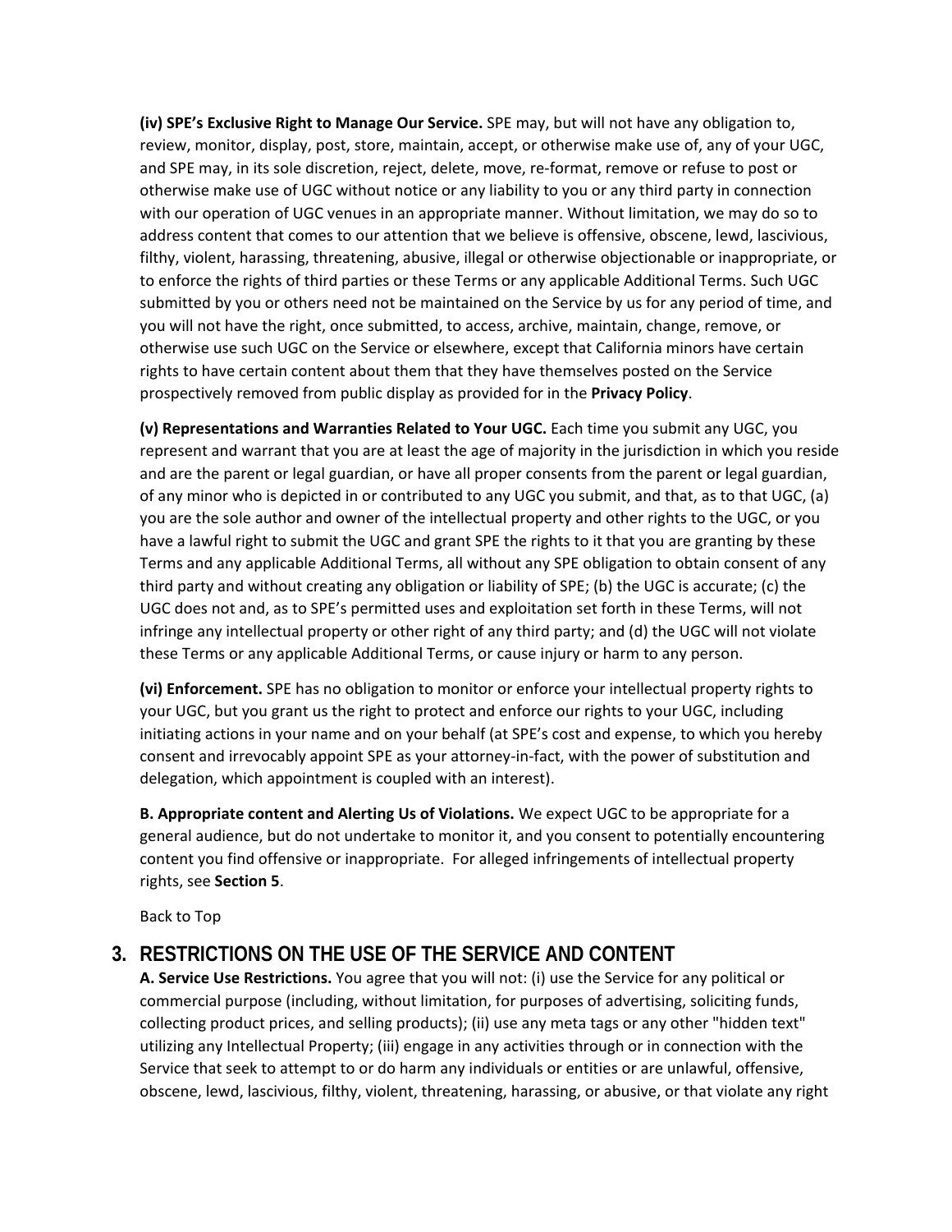**(iv) SPE's Exclusive Right to Manage Our Service.** SPE may, but will not have any obligation to, review, monitor, display, post, store, maintain, accept, or otherwise make use of, any of your UGC, and SPE may, in its sole discretion, reject, delete, move, re-format, remove or refuse to post or otherwise make use of UGC without notice or any liability to you or any third party in connection with our operation of UGC venues in an appropriate manner. Without limitation, we may do so to address content that comes to our attention that we believe is offensive, obscene, lewd, lascivious, filthy, violent, harassing, threatening, abusive, illegal or otherwise objectionable or inappropriate, or to enforce the rights of third parties or these Terms or any applicable Additional Terms. Such UGC submitted by you or others need not be maintained on the Service by us for any period of time, and you will not have the right, once submitted, to access, archive, maintain, change, remove, or otherwise use such UGC on the Service or elsewhere, except that California minors have certain rights to have certain content about them that they have themselves posted on the Service prospectively removed from public display as provided for in the **Privacy Policy**.

**(v) Representations and Warranties Related to Your UGC.** Each time you submit any UGC, you represent and warrant that you are at least the age of majority in the jurisdiction in which you reside and are the parent or legal guardian, or have all proper consents from the parent or legal guardian, of any minor who is depicted in or contributed to any UGC you submit, and that, as to that UGC, (a) you are the sole author and owner of the intellectual property and other rights to the UGC, or you have a lawful right to submit the UGC and grant SPE the rights to it that you are granting by these Terms and any applicable Additional Terms, all without any SPE obligation to obtain consent of any third party and without creating any obligation or liability of SPE; (b) the UGC is accurate; (c) the UGC does not and, as to SPE's permitted uses and exploitation set forth in these Terms, will not infringe any intellectual property or other right of any third party; and (d) the UGC will not violate these Terms or any applicable Additional Terms, or cause injury or harm to any person.

**(vi) Enforcement.** SPE has no obligation to monitor or enforce your intellectual property rights to your UGC, but you grant us the right to protect and enforce our rights to your UGC, including initiating actions in your name and on your behalf (at SPE's cost and expense, to which you hereby consent and irrevocably appoint SPE as your attorney-in-fact, with the power of substitution and delegation, which appointment is coupled with an interest).

**B. Appropriate content and Alerting Us of Violations.** We expect UGC to be appropriate for a general audience, but do not undertake to monitor it, and you consent to potentially encountering content you find offensive or inappropriate. For alleged infringements of intellectual property rights, see **Section 5**.

Back to Top

## 3. RESTRICTIONS ON THE USE OF THE SERVICE AND CONTENT

**A. Service Use Restrictions.** You agree that you will not: (i) use the Service for any political or commercial purpose (including, without limitation, for purposes of advertising, soliciting funds, collecting product prices, and selling products); (ii) use any meta tags or any other "hidden text" utilizing any Intellectual Property; (iii) engage in any activities through or in connection with the Service that seek to attempt to or do harm any individuals or entities or are unlawful, offensive, obscene, lewd, lascivious, filthy, violent, threatening, harassing, or abusive, or that violate any right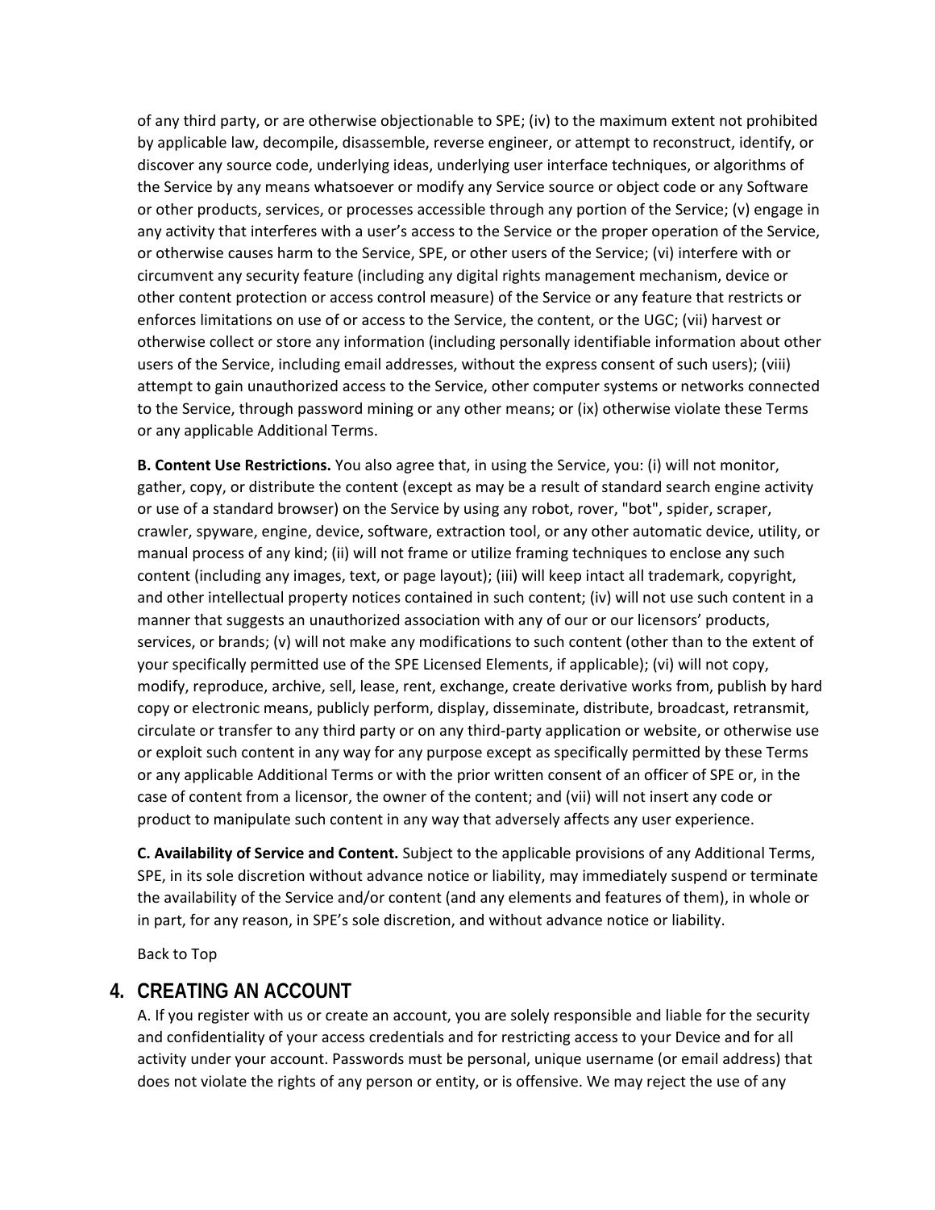of any third party, or are otherwise objectionable to SPE; (iv) to the maximum extent not prohibited by applicable law, decompile, disassemble, reverse engineer, or attempt to reconstruct, identify, or discover any source code, underlying ideas, underlying user interface techniques, or algorithms of the Service by any means whatsoever or modify any Service source or object code or any Software or other products, services, or processes accessible through any portion of the Service; (v) engage in any activity that interferes with a user's access to the Service or the proper operation of the Service, or otherwise causes harm to the Service, SPE, or other users of the Service; (vi) interfere with or circumvent any security feature (including any digital rights management mechanism, device or other content protection or access control measure) of the Service or any feature that restricts or enforces limitations on use of or access to the Service, the content, or the UGC; (vii) harvest or otherwise collect or store any information (including personally identifiable information about other users of the Service, including email addresses, without the express consent of such users); (viii) attempt to gain unauthorized access to the Service, other computer systems or networks connected to the Service, through password mining or any other means; or (ix) otherwise violate these Terms or any applicable Additional Terms.

**B. Content Use Restrictions.** You also agree that, in using the Service, you: (i) will not monitor, gather, copy, or distribute the content (except as may be a result of standard search engine activity or use of a standard browser) on the Service by using any robot, rover, "bot", spider, scraper, crawler, spyware, engine, device, software, extraction tool, or any other automatic device, utility, or manual process of any kind; (ii) will not frame or utilize framing techniques to enclose any such content (including any images, text, or page layout); (iii) will keep intact all trademark, copyright, and other intellectual property notices contained in such content; (iv) will not use such content in a manner that suggests an unauthorized association with any of our or our licensors' products, services, or brands; (v) will not make any modifications to such content (other than to the extent of your specifically permitted use of the SPE Licensed Elements, if applicable); (vi) will not copy, modify, reproduce, archive, sell, lease, rent, exchange, create derivative works from, publish by hard copy or electronic means, publicly perform, display, disseminate, distribute, broadcast, retransmit, circulate or transfer to any third party or on any third-party application or website, or otherwise use or exploit such content in any way for any purpose except as specifically permitted by these Terms or any applicable Additional Terms or with the prior written consent of an officer of SPE or, in the case of content from a licensor, the owner of the content; and (vii) will not insert any code or product to manipulate such content in any way that adversely affects any user experience.

**C. Availability of Service and Content.** Subject to the applicable provisions of any Additional Terms, SPE, in its sole discretion without advance notice or liability, may immediately suspend or terminate the availability of the Service and/or content (and any elements and features of them), in whole or in part, for any reason, in SPE's sole discretion, and without advance notice or liability.

Back to Top

## 4. CREATING AN ACCOUNT

A. If you register with us or create an account, you are solely responsible and liable for the security and confidentiality of your access credentials and for restricting access to your Device and for all activity under your account. Passwords must be personal, unique username (or email address) that does not violate the rights of any person or entity, or is offensive. We may reject the use of any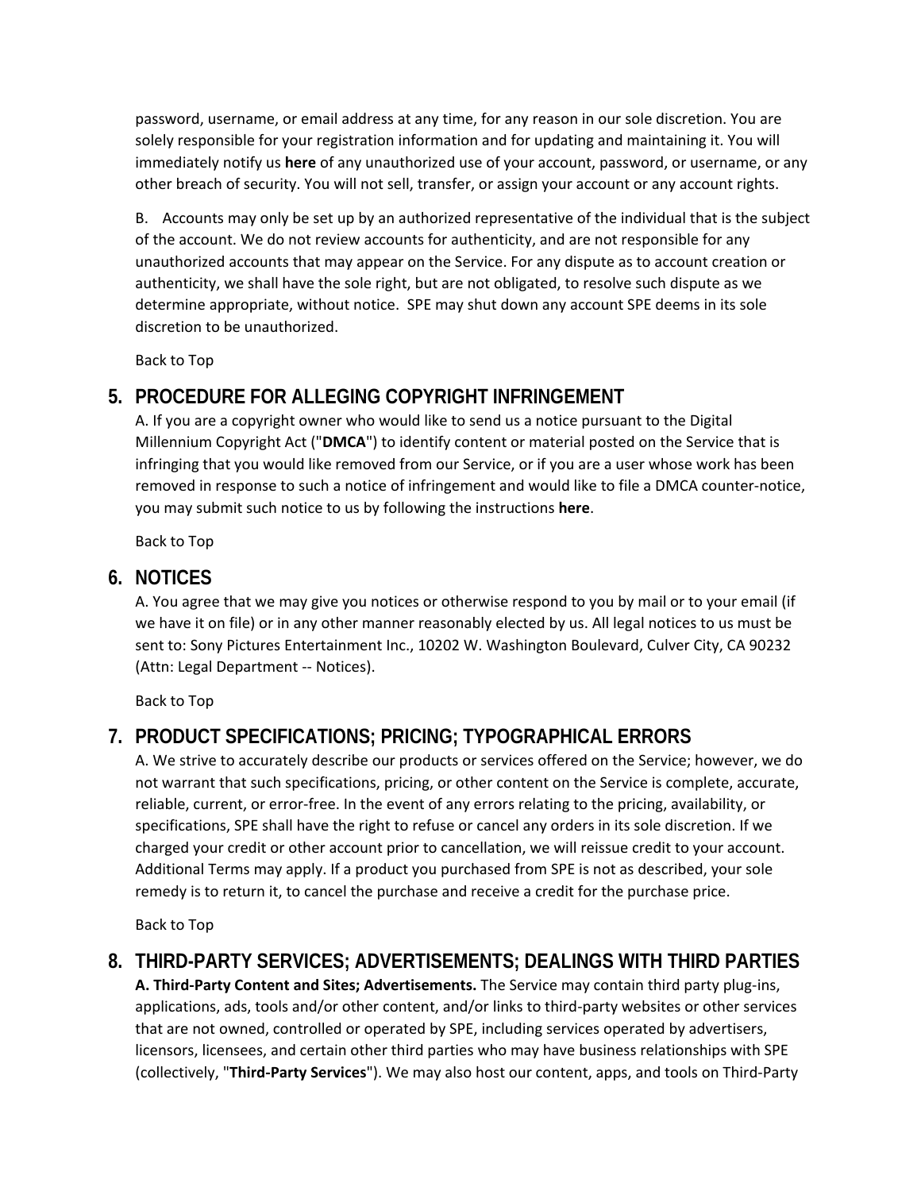password, username, or email address at any time, for any reason in our sole discretion. You are solely responsible for your registration information and for updating and maintaining it. You will immediately notify us **here** of any unauthorized use of your account, password, or username, or any other breach of security. You will not sell, transfer, or assign your account or any account rights.

B. Accounts may only be set up by an authorized representative of the individual that is the subject of the account. We do not review accounts for authenticity, and are not responsible for any unauthorized accounts that may appear on the Service. For any dispute as to account creation or authenticity, we shall have the sole right, but are not obligated, to resolve such dispute as we determine appropriate, without notice. SPE may shut down any account SPE deems in its sole discretion to be unauthorized.

Back to Top

## 5. PROCEDURE FOR ALLEGING COPYRIGHT INFRINGEMENT

A. If you are a copyright owner who would like to send us a notice pursuant to the Digital Millennium Copyright Act ("**DMCA**") to identify content or material posted on the Service that is infringing that you would like removed from our Service, or if you are a user whose work has been removed in response to such a notice of infringement and would like to file a DMCA counter-notice, you may submit such notice to us by following the instructions **here**.

Back to Top

## 6. NOTICES

A. You agree that we may give you notices or otherwise respond to you by mail or to your email (if we have it on file) or in any other manner reasonably elected by us. All legal notices to us must be sent to: Sony Pictures Entertainment Inc., 10202 W. Washington Boulevard, Culver City, CA 90232 (Attn: Legal Department -- Notices).

Back to Top

## 7. PRODUCT SPECIFICATIONS; PRICING; TYPOGRAPHICAL ERRORS

A. We strive to accurately describe our products or services offered on the Service; however, we do not warrant that such specifications, pricing, or other content on the Service is complete, accurate, reliable, current, or error-free. In the event of any errors relating to the pricing, availability, or specifications, SPE shall have the right to refuse or cancel any orders in its sole discretion. If we charged your credit or other account prior to cancellation, we will reissue credit to your account. Additional Terms may apply. If a product you purchased from SPE is not as described, your sole remedy is to return it, to cancel the purchase and receive a credit for the purchase price.

Back to Top

## 8. THIRD-PARTY SERVICES; ADVERTISEMENTS; DEALINGS WITH THIRD PARTIES

**A. Third-Party Content and Sites; Advertisements.** The Service may contain third party plug-ins, applications, ads, tools and/or other content, and/or links to third-party websites or other services that are not owned, controlled or operated by SPE, including services operated by advertisers, licensors, licensees, and certain other third parties who may have business relationships with SPE (collectively, "**Third-Party Services**"). We may also host our content, apps, and tools on Third-Party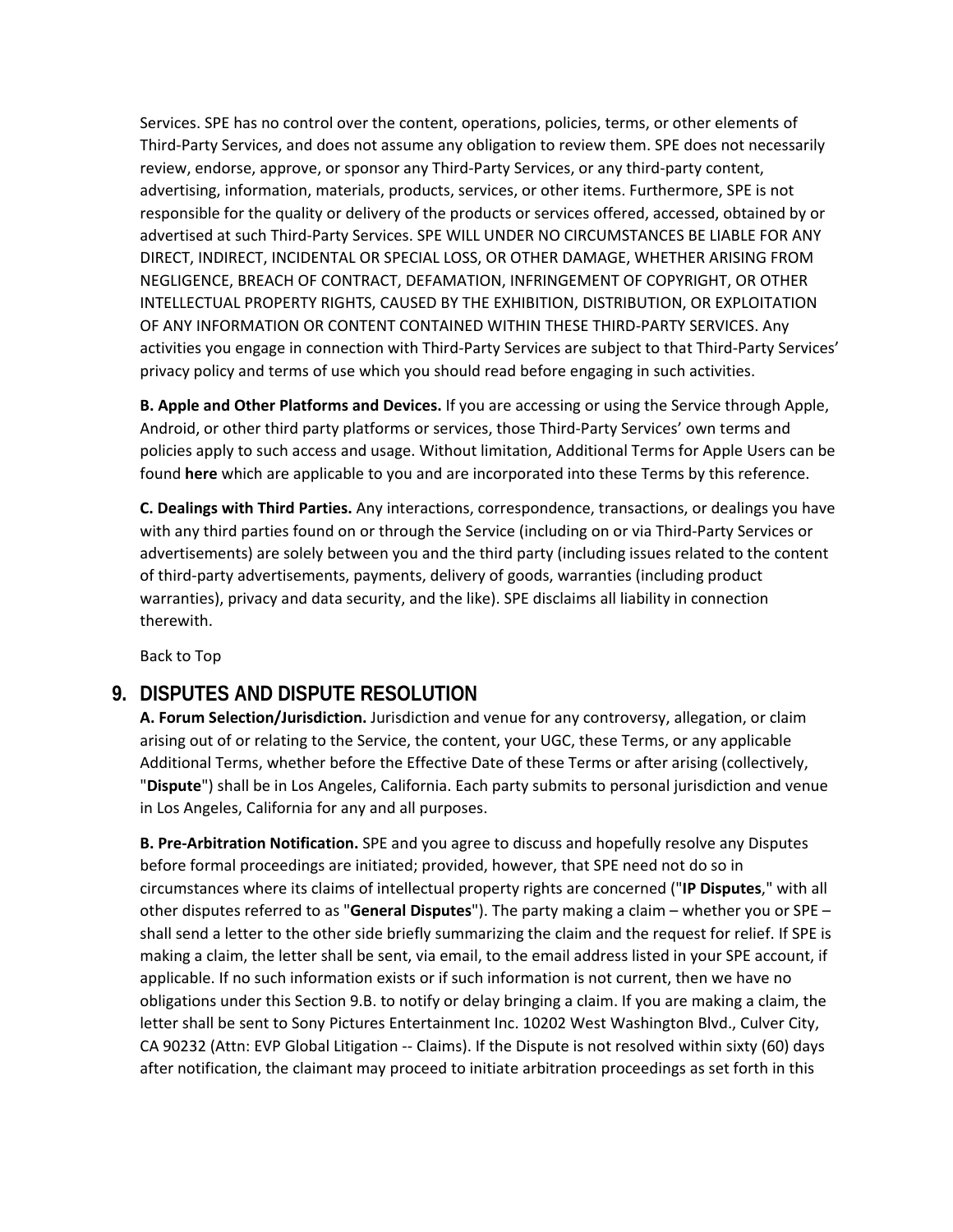Services. SPE has no control over the content, operations, policies, terms, or other elements of Third-Party Services, and does not assume any obligation to review them. SPE does not necessarily review, endorse, approve, or sponsor any Third-Party Services, or any third-party content, advertising, information, materials, products, services, or other items. Furthermore, SPE is not responsible for the quality or delivery of the products or services offered, accessed, obtained by or advertised at such Third-Party Services. SPE WILL UNDER NO CIRCUMSTANCES BE LIABLE FOR ANY DIRECT, INDIRECT, INCIDENTAL OR SPECIAL LOSS, OR OTHER DAMAGE, WHETHER ARISING FROM NEGLIGENCE, BREACH OF CONTRACT, DEFAMATION, INFRINGEMENT OF COPYRIGHT, OR OTHER INTELLECTUAL PROPERTY RIGHTS, CAUSED BY THE EXHIBITION, DISTRIBUTION, OR EXPLOITATION OF ANY INFORMATION OR CONTENT CONTAINED WITHIN THESE THIRD-PARTY SERVICES. Any activities you engage in connection with Third-Party Services are subject to that Third-Party Services' privacy policy and terms of use which you should read before engaging in such activities.

**B. Apple and Other Platforms and Devices.** If you are accessing or using the Service through Apple, Android, or other third party platforms or services, those Third-Party Services' own terms and policies apply to such access and usage. Without limitation, Additional Terms for Apple Users can be found **here** which are applicable to you and are incorporated into these Terms by this reference.

**C. Dealings with Third Parties.** Any interactions, correspondence, transactions, or dealings you have with any third parties found on or through the Service (including on or via Third-Party Services or advertisements) are solely between you and the third party (including issues related to the content of third-party advertisements, payments, delivery of goods, warranties (including product warranties), privacy and data security, and the like). SPE disclaims all liability in connection therewith.

Back to Top

## 9. DISPUTES AND DISPUTE RESOLUTION

**A. Forum Selection/Jurisdiction.** Jurisdiction and venue for any controversy, allegation, or claim arising out of or relating to the Service, the content, your UGC, these Terms, or any applicable Additional Terms, whether before the Effective Date of these Terms or after arising (collectively, "**Dispute**") shall be in Los Angeles, California. Each party submits to personal jurisdiction and venue in Los Angeles, California for any and all purposes.

**B. Pre-Arbitration Notification.** SPE and you agree to discuss and hopefully resolve any Disputes before formal proceedings are initiated; provided, however, that SPE need not do so in circumstances where its claims of intellectual property rights are concerned ("**IP Disputes**," with all other disputes referred to as "**General Disputes**"). The party making a claim – whether you or SPE – shall send a letter to the other side briefly summarizing the claim and the request for relief. If SPE is making a claim, the letter shall be sent, via email, to the email address listed in your SPE account, if applicable. If no such information exists or if such information is not current, then we have no obligations under this Section 9.B. to notify or delay bringing a claim. If you are making a claim, the letter shall be sent to Sony Pictures Entertainment Inc. 10202 West Washington Blvd., Culver City, CA 90232 (Attn: EVP Global Litigation -- Claims). If the Dispute is not resolved within sixty (60) days after notification, the claimant may proceed to initiate arbitration proceedings as set forth in this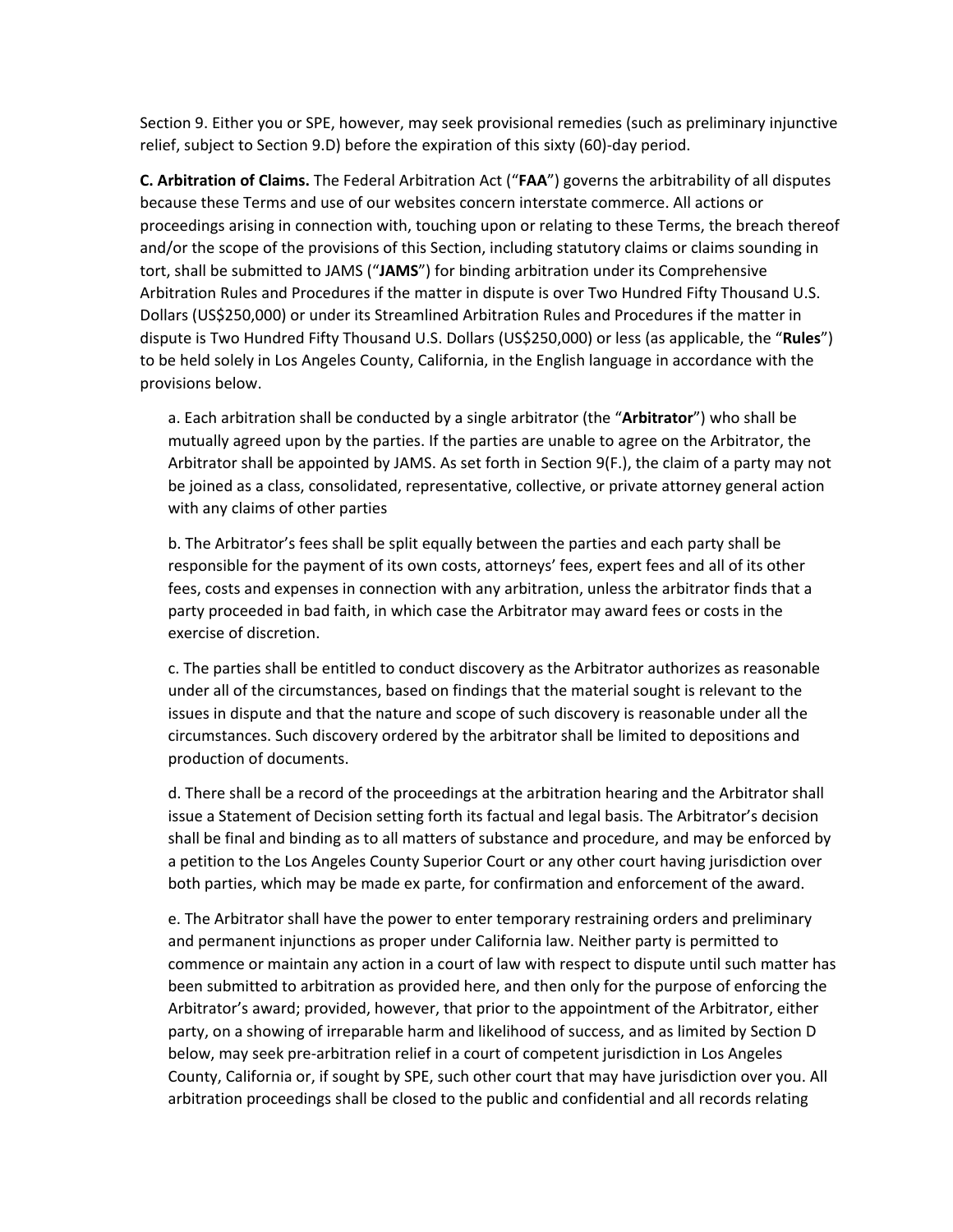Section 9. Either you or SPE, however, may seek provisional remedies (such as preliminary injunctive relief, subject to Section 9.D) before the expiration of this sixty (60)-day period.

**C. Arbitration of Claims.** The Federal Arbitration Act ("**FAA**") governs the arbitrability of all disputes because these Terms and use of our websites concern interstate commerce. All actions or proceedings arising in connection with, touching upon or relating to these Terms, the breach thereof and/or the scope of the provisions of this Section, including statutory claims or claims sounding in tort, shall be submitted to JAMS ("**JAMS**") for binding arbitration under its Comprehensive Arbitration Rules and Procedures if the matter in dispute is over Two Hundred Fifty Thousand U.S. Dollars (US$250,000) or under its Streamlined Arbitration Rules and Procedures if the matter in dispute is Two Hundred Fifty Thousand U.S. Dollars (US$250,000) or less (as applicable, the "**Rules**") to be held solely in Los Angeles County, California, in the English language in accordance with the provisions below.

a. Each arbitration shall be conducted by a single arbitrator (the "**Arbitrator**") who shall be mutually agreed upon by the parties. If the parties are unable to agree on the Arbitrator, the Arbitrator shall be appointed by JAMS. As set forth in Section 9(F.), the claim of a party may not be joined as a class, consolidated, representative, collective, or private attorney general action with any claims of other parties

b. The Arbitrator's fees shall be split equally between the parties and each party shall be responsible for the payment of its own costs, attorneys' fees, expert fees and all of its other fees, costs and expenses in connection with any arbitration, unless the arbitrator finds that a party proceeded in bad faith, in which case the Arbitrator may award fees or costs in the exercise of discretion.

c. The parties shall be entitled to conduct discovery as the Arbitrator authorizes as reasonable under all of the circumstances, based on findings that the material sought is relevant to the issues in dispute and that the nature and scope of such discovery is reasonable under all the circumstances. Such discovery ordered by the arbitrator shall be limited to depositions and production of documents.

d. There shall be a record of the proceedings at the arbitration hearing and the Arbitrator shall issue a Statement of Decision setting forth its factual and legal basis. The Arbitrator's decision shall be final and binding as to all matters of substance and procedure, and may be enforced by a petition to the Los Angeles County Superior Court or any other court having jurisdiction over both parties, which may be made ex parte, for confirmation and enforcement of the award.

e. The Arbitrator shall have the power to enter temporary restraining orders and preliminary and permanent injunctions as proper under California law. Neither party is permitted to commence or maintain any action in a court of law with respect to dispute until such matter has been submitted to arbitration as provided here, and then only for the purpose of enforcing the Arbitrator's award; provided, however, that prior to the appointment of the Arbitrator, either party, on a showing of irreparable harm and likelihood of success, and as limited by Section D below, may seek pre-arbitration relief in a court of competent jurisdiction in Los Angeles County, California or, if sought by SPE, such other court that may have jurisdiction over you. All arbitration proceedings shall be closed to the public and confidential and all records relating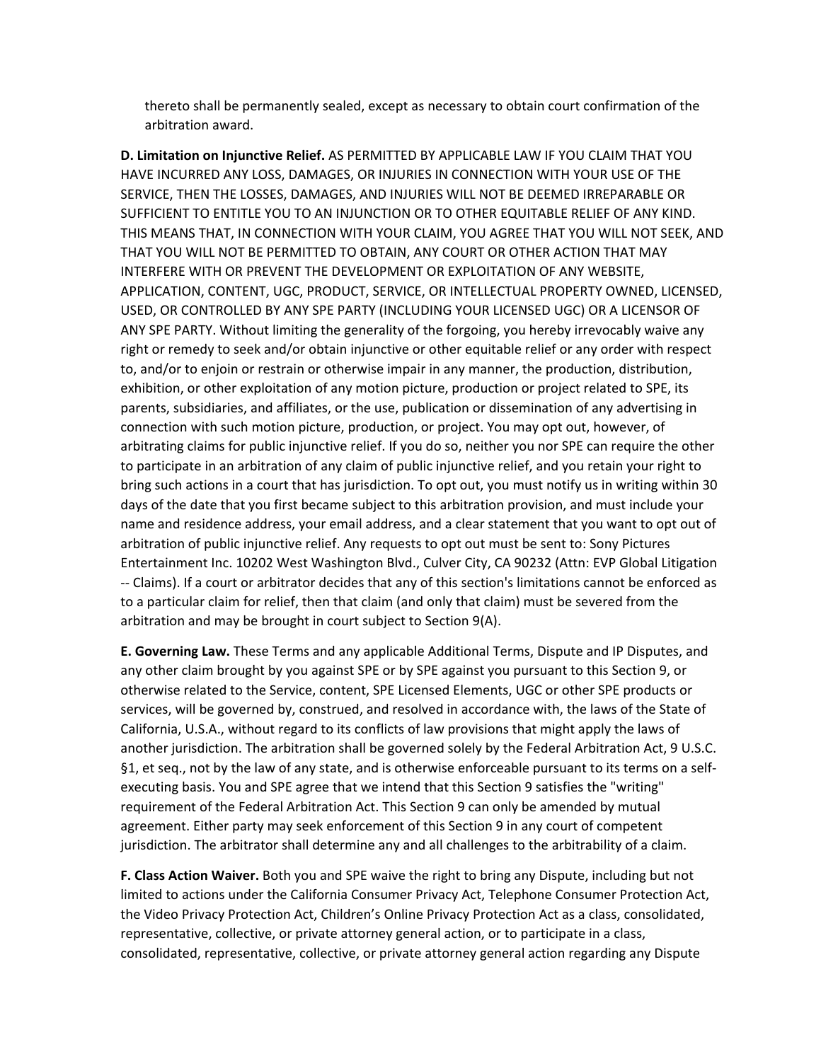thereto shall be permanently sealed, except as necessary to obtain court confirmation of the arbitration award.

**D. Limitation on Injunctive Relief.** AS PERMITTED BY APPLICABLE LAW IF YOU CLAIM THAT YOU HAVE INCURRED ANY LOSS, DAMAGES, OR INJURIES IN CONNECTION WITH YOUR USE OF THE SERVICE, THEN THE LOSSES, DAMAGES, AND INJURIES WILL NOT BE DEEMED IRREPARABLE OR SUFFICIENT TO ENTITLE YOU TO AN INJUNCTION OR TO OTHER EQUITABLE RELIEF OF ANY KIND. THIS MEANS THAT, IN CONNECTION WITH YOUR CLAIM, YOU AGREE THAT YOU WILL NOT SEEK, AND THAT YOU WILL NOT BE PERMITTED TO OBTAIN, ANY COURT OR OTHER ACTION THAT MAY INTERFERE WITH OR PREVENT THE DEVELOPMENT OR EXPLOITATION OF ANY WEBSITE, APPLICATION, CONTENT, UGC, PRODUCT, SERVICE, OR INTELLECTUAL PROPERTY OWNED, LICENSED, USED, OR CONTROLLED BY ANY SPE PARTY (INCLUDING YOUR LICENSED UGC) OR A LICENSOR OF ANY SPE PARTY. Without limiting the generality of the forgoing, you hereby irrevocably waive any right or remedy to seek and/or obtain injunctive or other equitable relief or any order with respect to, and/or to enjoin or restrain or otherwise impair in any manner, the production, distribution, exhibition, or other exploitation of any motion picture, production or project related to SPE, its parents, subsidiaries, and affiliates, or the use, publication or dissemination of any advertising in connection with such motion picture, production, or project. You may opt out, however, of arbitrating claims for public injunctive relief. If you do so, neither you nor SPE can require the other to participate in an arbitration of any claim of public injunctive relief, and you retain your right to bring such actions in a court that has jurisdiction. To opt out, you must notify us in writing within 30 days of the date that you first became subject to this arbitration provision, and must include your name and residence address, your email address, and a clear statement that you want to opt out of arbitration of public injunctive relief. Any requests to opt out must be sent to: Sony Pictures Entertainment Inc. 10202 West Washington Blvd., Culver City, CA 90232 (Attn: EVP Global Litigation -- Claims). If a court or arbitrator decides that any of this section's limitations cannot be enforced as to a particular claim for relief, then that claim (and only that claim) must be severed from the arbitration and may be brought in court subject to Section 9(A).

**E. Governing Law.** These Terms and any applicable Additional Terms, Dispute and IP Disputes, and any other claim brought by you against SPE or by SPE against you pursuant to this Section 9, or otherwise related to the Service, content, SPE Licensed Elements, UGC or other SPE products or services, will be governed by, construed, and resolved in accordance with, the laws of the State of California, U.S.A., without regard to its conflicts of law provisions that might apply the laws of another jurisdiction. The arbitration shall be governed solely by the Federal Arbitration Act, 9 U.S.C. §1, et seq., not by the law of any state, and is otherwise enforceable pursuant to its terms on a self-executing basis. You and SPE agree that we intend that this Section 9 satisfies the "writing" requirement of the Federal Arbitration Act. This Section 9 can only be amended by mutual agreement. Either party may seek enforcement of this Section 9 in any court of competent jurisdiction. The arbitrator shall determine any and all challenges to the arbitrability of a claim.

**F. Class Action Waiver.** Both you and SPE waive the right to bring any Dispute, including but not limited to actions under the California Consumer Privacy Act, Telephone Consumer Protection Act, the Video Privacy Protection Act, Children's Online Privacy Protection Act as a class, consolidated, representative, collective, or private attorney general action, or to participate in a class, consolidated, representative, collective, or private attorney general action regarding any Dispute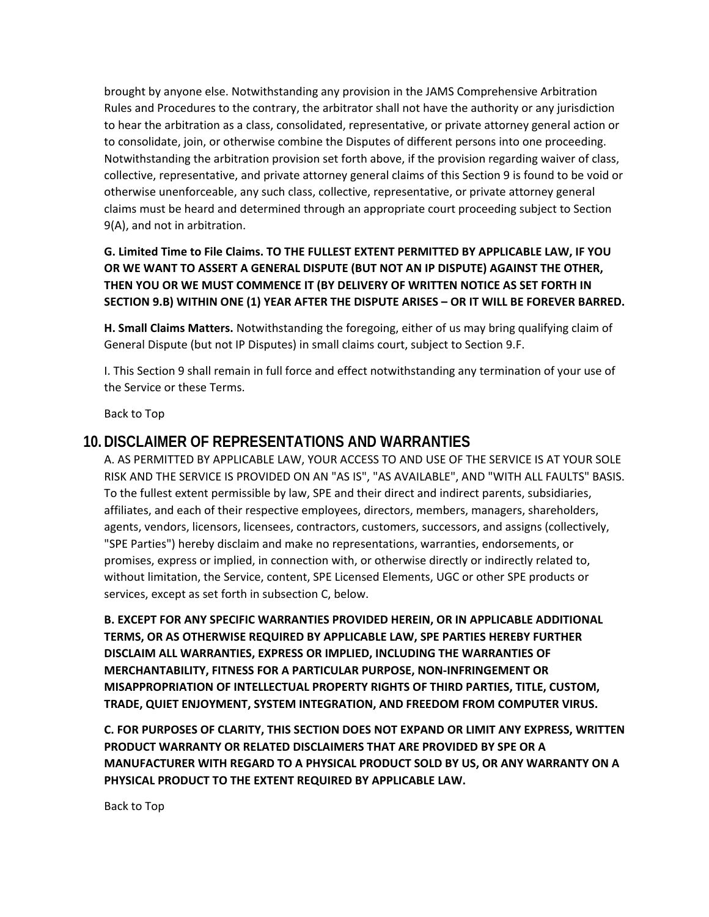brought by anyone else. Notwithstanding any provision in the JAMS Comprehensive Arbitration Rules and Procedures to the contrary, the arbitrator shall not have the authority or any jurisdiction to hear the arbitration as a class, consolidated, representative, or private attorney general action or to consolidate, join, or otherwise combine the Disputes of different persons into one proceeding. Notwithstanding the arbitration provision set forth above, if the provision regarding waiver of class, collective, representative, and private attorney general claims of this Section 9 is found to be void or otherwise unenforceable, any such class, collective, representative, or private attorney general claims must be heard and determined through an appropriate court proceeding subject to Section 9(A), and not in arbitration.

**G. Limited Time to File Claims. TO THE FULLEST EXTENT PERMITTED BY APPLICABLE LAW, IF YOU OR WE WANT TO ASSERT A GENERAL DISPUTE (BUT NOT AN IP DISPUTE) AGAINST THE OTHER, THEN YOU OR WE MUST COMMENCE IT (BY DELIVERY OF WRITTEN NOTICE AS SET FORTH IN SECTION 9.B) WITHIN ONE (1) YEAR AFTER THE DISPUTE ARISES – OR IT WILL BE FOREVER BARRED.**

**H. Small Claims Matters.** Notwithstanding the foregoing, either of us may bring qualifying claim of General Dispute (but not IP Disputes) in small claims court, subject to Section 9.F.

I. This Section 9 shall remain in full force and effect notwithstanding any termination of your use of the Service or these Terms.

Back to Top

## 10. DISCLAIMER OF REPRESENTATIONS AND WARRANTIES

A. AS PERMITTED BY APPLICABLE LAW, YOUR ACCESS TO AND USE OF THE SERVICE IS AT YOUR SOLE RISK AND THE SERVICE IS PROVIDED ON AN "AS IS", "AS AVAILABLE", AND "WITH ALL FAULTS" BASIS. To the fullest extent permissible by law, SPE and their direct and indirect parents, subsidiaries, affiliates, and each of their respective employees, directors, members, managers, shareholders, agents, vendors, licensors, licensees, contractors, customers, successors, and assigns (collectively, "SPE Parties") hereby disclaim and make no representations, warranties, endorsements, or promises, express or implied, in connection with, or otherwise directly or indirectly related to, without limitation, the Service, content, SPE Licensed Elements, UGC or other SPE products or services, except as set forth in subsection C, below.

**B. EXCEPT FOR ANY SPECIFIC WARRANTIES PROVIDED HEREIN, OR IN APPLICABLE ADDITIONAL TERMS, OR AS OTHERWISE REQUIRED BY APPLICABLE LAW, SPE PARTIES HEREBY FURTHER DISCLAIM ALL WARRANTIES, EXPRESS OR IMPLIED, INCLUDING THE WARRANTIES OF MERCHANTABILITY, FITNESS FOR A PARTICULAR PURPOSE, NON-INFRINGEMENT OR MISAPPROPRIATION OF INTELLECTUAL PROPERTY RIGHTS OF THIRD PARTIES, TITLE, CUSTOM, TRADE, QUIET ENJOYMENT, SYSTEM INTEGRATION, AND FREEDOM FROM COMPUTER VIRUS.**

**C. FOR PURPOSES OF CLARITY, THIS SECTION DOES NOT EXPAND OR LIMIT ANY EXPRESS, WRITTEN PRODUCT WARRANTY OR RELATED DISCLAIMERS THAT ARE PROVIDED BY SPE OR A MANUFACTURER WITH REGARD TO A PHYSICAL PRODUCT SOLD BY US, OR ANY WARRANTY ON A PHYSICAL PRODUCT TO THE EXTENT REQUIRED BY APPLICABLE LAW.**

Back to Top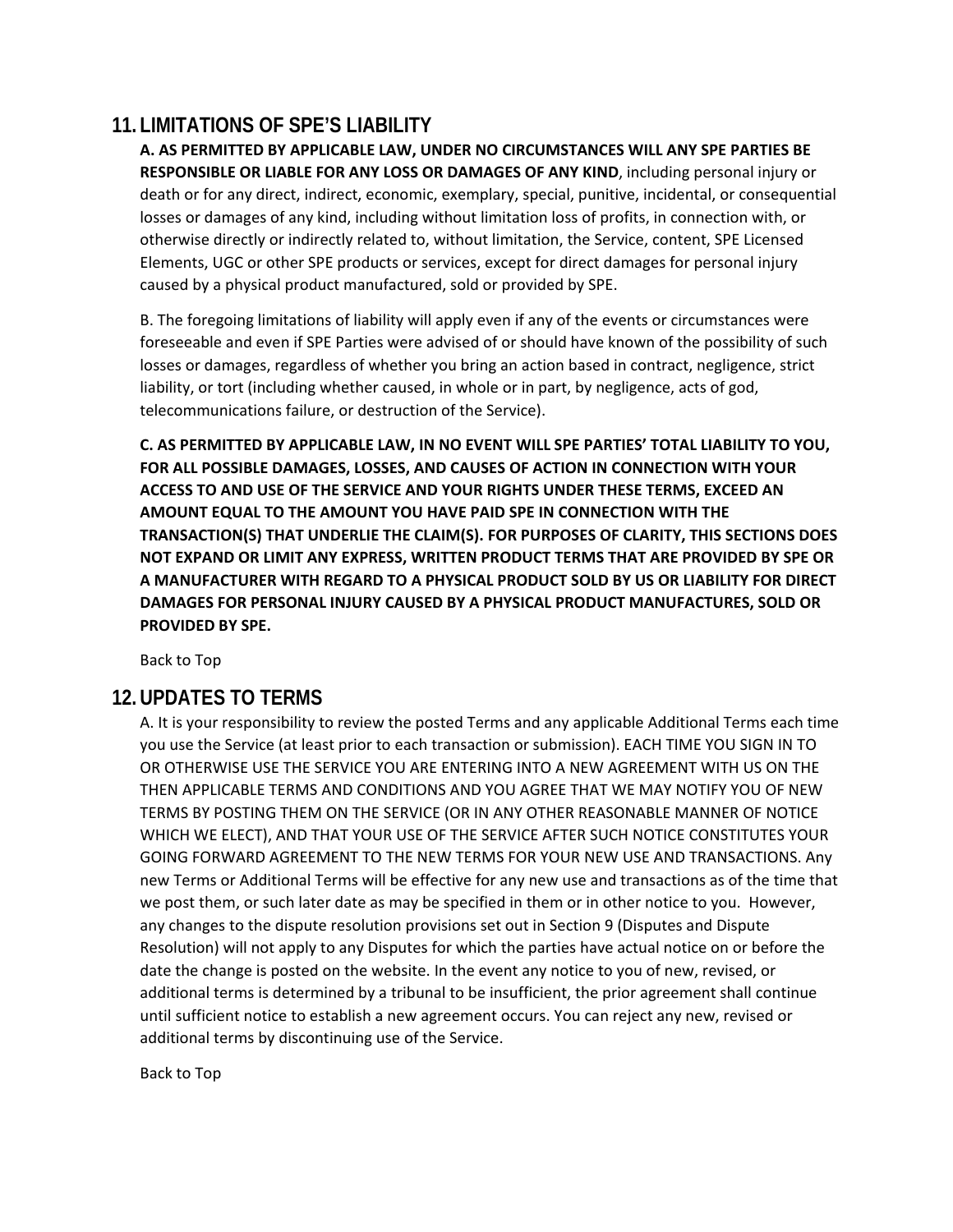## 11. LIMITATIONS OF SPE'S LIABILITY

**A. AS PERMITTED BY APPLICABLE LAW, UNDER NO CIRCUMSTANCES WILL ANY SPE PARTIES BE RESPONSIBLE OR LIABLE FOR ANY LOSS OR DAMAGES OF ANY KIND**, including personal injury or death or for any direct, indirect, economic, exemplary, special, punitive, incidental, or consequential losses or damages of any kind, including without limitation loss of profits, in connection with, or otherwise directly or indirectly related to, without limitation, the Service, content, SPE Licensed Elements, UGC or other SPE products or services, except for direct damages for personal injury caused by a physical product manufactured, sold or provided by SPE.

B. The foregoing limitations of liability will apply even if any of the events or circumstances were foreseeable and even if SPE Parties were advised of or should have known of the possibility of such losses or damages, regardless of whether you bring an action based in contract, negligence, strict liability, or tort (including whether caused, in whole or in part, by negligence, acts of god, telecommunications failure, or destruction of the Service).

**C. AS PERMITTED BY APPLICABLE LAW, IN NO EVENT WILL SPE PARTIES' TOTAL LIABILITY TO YOU, FOR ALL POSSIBLE DAMAGES, LOSSES, AND CAUSES OF ACTION IN CONNECTION WITH YOUR ACCESS TO AND USE OF THE SERVICE AND YOUR RIGHTS UNDER THESE TERMS, EXCEED AN AMOUNT EQUAL TO THE AMOUNT YOU HAVE PAID SPE IN CONNECTION WITH THE TRANSACTION(S) THAT UNDERLIE THE CLAIM(S). FOR PURPOSES OF CLARITY, THIS SECTIONS DOES NOT EXPAND OR LIMIT ANY EXPRESS, WRITTEN PRODUCT TERMS THAT ARE PROVIDED BY SPE OR A MANUFACTURER WITH REGARD TO A PHYSICAL PRODUCT SOLD BY US OR LIABILITY FOR DIRECT DAMAGES FOR PERSONAL INJURY CAUSED BY A PHYSICAL PRODUCT MANUFACTURES, SOLD OR PROVIDED BY SPE.**

Back to Top

## 12. UPDATES TO TERMS

A. It is your responsibility to review the posted Terms and any applicable Additional Terms each time you use the Service (at least prior to each transaction or submission). EACH TIME YOU SIGN IN TO OR OTHERWISE USE THE SERVICE YOU ARE ENTERING INTO A NEW AGREEMENT WITH US ON THE THEN APPLICABLE TERMS AND CONDITIONS AND YOU AGREE THAT WE MAY NOTIFY YOU OF NEW TERMS BY POSTING THEM ON THE SERVICE (OR IN ANY OTHER REASONABLE MANNER OF NOTICE WHICH WE ELECT), AND THAT YOUR USE OF THE SERVICE AFTER SUCH NOTICE CONSTITUTES YOUR GOING FORWARD AGREEMENT TO THE NEW TERMS FOR YOUR NEW USE AND TRANSACTIONS. Any new Terms or Additional Terms will be effective for any new use and transactions as of the time that we post them, or such later date as may be specified in them or in other notice to you. However, any changes to the dispute resolution provisions set out in Section 9 (Disputes and Dispute Resolution) will not apply to any Disputes for which the parties have actual notice on or before the date the change is posted on the website. In the event any notice to you of new, revised, or additional terms is determined by a tribunal to be insufficient, the prior agreement shall continue until sufficient notice to establish a new agreement occurs. You can reject any new, revised or additional terms by discontinuing use of the Service.

Back to Top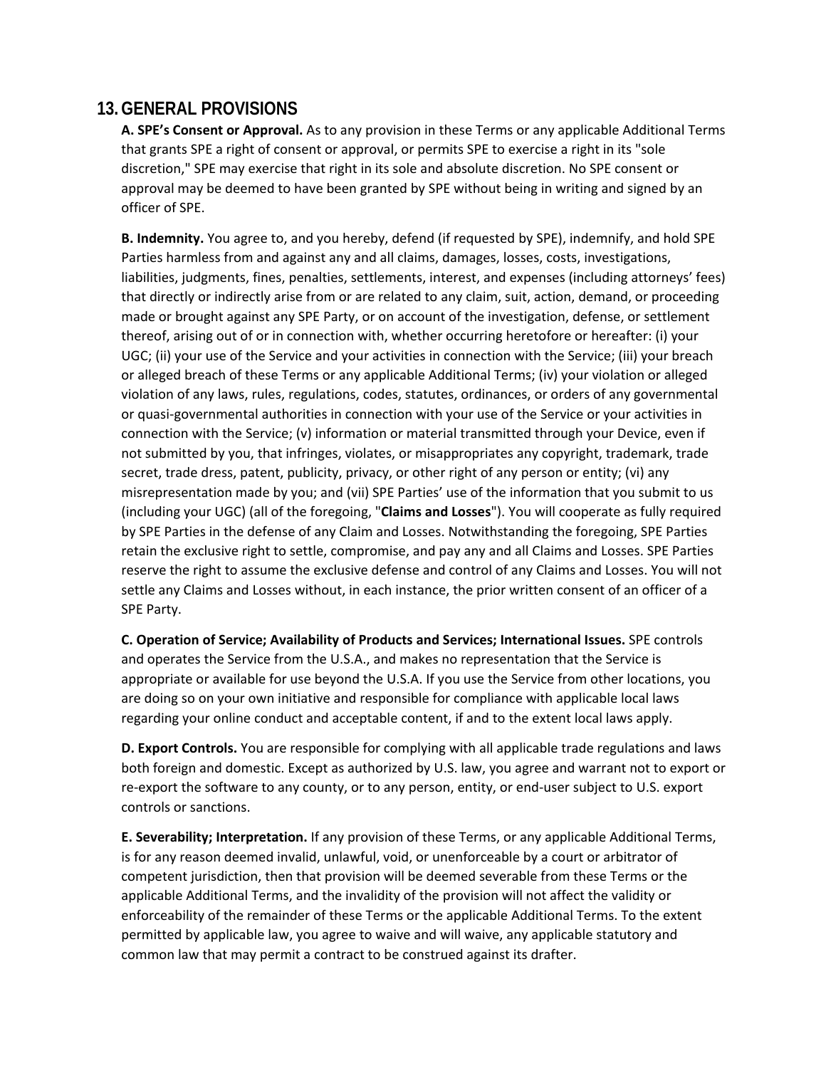## 13. GENERAL PROVISIONS

**A. SPE's Consent or Approval.** As to any provision in these Terms or any applicable Additional Terms that grants SPE a right of consent or approval, or permits SPE to exercise a right in its "sole discretion," SPE may exercise that right in its sole and absolute discretion. No SPE consent or approval may be deemed to have been granted by SPE without being in writing and signed by an officer of SPE.

**B. Indemnity.** You agree to, and you hereby, defend (if requested by SPE), indemnify, and hold SPE Parties harmless from and against any and all claims, damages, losses, costs, investigations, liabilities, judgments, fines, penalties, settlements, interest, and expenses (including attorneys' fees) that directly or indirectly arise from or are related to any claim, suit, action, demand, or proceeding made or brought against any SPE Party, or on account of the investigation, defense, or settlement thereof, arising out of or in connection with, whether occurring heretofore or hereafter: (i) your UGC; (ii) your use of the Service and your activities in connection with the Service; (iii) your breach or alleged breach of these Terms or any applicable Additional Terms; (iv) your violation or alleged violation of any laws, rules, regulations, codes, statutes, ordinances, or orders of any governmental or quasi-governmental authorities in connection with your use of the Service or your activities in connection with the Service; (v) information or material transmitted through your Device, even if not submitted by you, that infringes, violates, or misappropriates any copyright, trademark, trade secret, trade dress, patent, publicity, privacy, or other right of any person or entity; (vi) any misrepresentation made by you; and (vii) SPE Parties' use of the information that you submit to us (including your UGC) (all of the foregoing, "**Claims and Losses**"). You will cooperate as fully required by SPE Parties in the defense of any Claim and Losses. Notwithstanding the foregoing, SPE Parties retain the exclusive right to settle, compromise, and pay any and all Claims and Losses. SPE Parties reserve the right to assume the exclusive defense and control of any Claims and Losses. You will not settle any Claims and Losses without, in each instance, the prior written consent of an officer of a SPE Party.

**C. Operation of Service; Availability of Products and Services; International Issues.** SPE controls and operates the Service from the U.S.A., and makes no representation that the Service is appropriate or available for use beyond the U.S.A. If you use the Service from other locations, you are doing so on your own initiative and responsible for compliance with applicable local laws regarding your online conduct and acceptable content, if and to the extent local laws apply.

**D. Export Controls.** You are responsible for complying with all applicable trade regulations and laws both foreign and domestic. Except as authorized by U.S. law, you agree and warrant not to export or re-export the software to any county, or to any person, entity, or end-user subject to U.S. export controls or sanctions.

**E. Severability; Interpretation.** If any provision of these Terms, or any applicable Additional Terms, is for any reason deemed invalid, unlawful, void, or unenforceable by a court or arbitrator of competent jurisdiction, then that provision will be deemed severable from these Terms or the applicable Additional Terms, and the invalidity of the provision will not affect the validity or enforceability of the remainder of these Terms or the applicable Additional Terms. To the extent permitted by applicable law, you agree to waive and will waive, any applicable statutory and common law that may permit a contract to be construed against its drafter.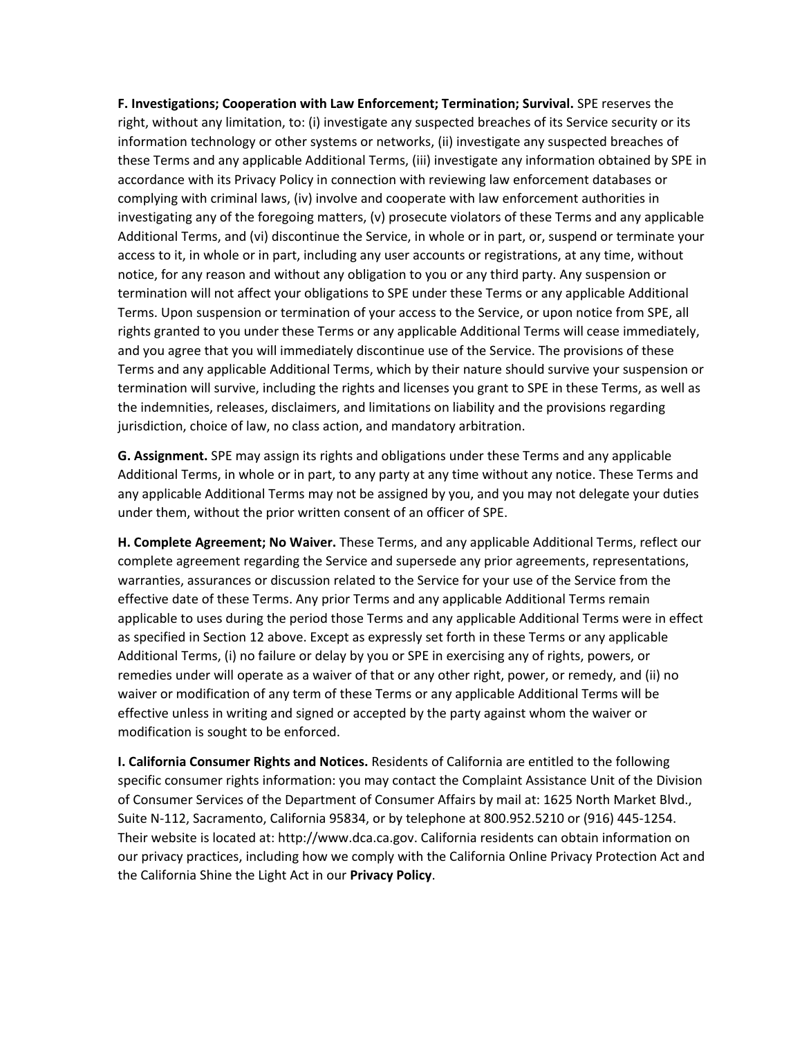**F. Investigations; Cooperation with Law Enforcement; Termination; Survival.** SPE reserves the right, without any limitation, to: (i) investigate any suspected breaches of its Service security or its information technology or other systems or networks, (ii) investigate any suspected breaches of these Terms and any applicable Additional Terms, (iii) investigate any information obtained by SPE in accordance with its Privacy Policy in connection with reviewing law enforcement databases or complying with criminal laws, (iv) involve and cooperate with law enforcement authorities in investigating any of the foregoing matters, (v) prosecute violators of these Terms and any applicable Additional Terms, and (vi) discontinue the Service, in whole or in part, or, suspend or terminate your access to it, in whole or in part, including any user accounts or registrations, at any time, without notice, for any reason and without any obligation to you or any third party. Any suspension or termination will not affect your obligations to SPE under these Terms or any applicable Additional Terms. Upon suspension or termination of your access to the Service, or upon notice from SPE, all rights granted to you under these Terms or any applicable Additional Terms will cease immediately, and you agree that you will immediately discontinue use of the Service. The provisions of these Terms and any applicable Additional Terms, which by their nature should survive your suspension or termination will survive, including the rights and licenses you grant to SPE in these Terms, as well as the indemnities, releases, disclaimers, and limitations on liability and the provisions regarding jurisdiction, choice of law, no class action, and mandatory arbitration.

**G. Assignment.** SPE may assign its rights and obligations under these Terms and any applicable Additional Terms, in whole or in part, to any party at any time without any notice. These Terms and any applicable Additional Terms may not be assigned by you, and you may not delegate your duties under them, without the prior written consent of an officer of SPE.

**H. Complete Agreement; No Waiver.** These Terms, and any applicable Additional Terms, reflect our complete agreement regarding the Service and supersede any prior agreements, representations, warranties, assurances or discussion related to the Service for your use of the Service from the effective date of these Terms. Any prior Terms and any applicable Additional Terms remain applicable to uses during the period those Terms and any applicable Additional Terms were in effect as specified in Section 12 above. Except as expressly set forth in these Terms or any applicable Additional Terms, (i) no failure or delay by you or SPE in exercising any of rights, powers, or remedies under will operate as a waiver of that or any other right, power, or remedy, and (ii) no waiver or modification of any term of these Terms or any applicable Additional Terms will be effective unless in writing and signed or accepted by the party against whom the waiver or modification is sought to be enforced.

**I. California Consumer Rights and Notices.** Residents of California are entitled to the following specific consumer rights information: you may contact the Complaint Assistance Unit of the Division of Consumer Services of the Department of Consumer Affairs by mail at: 1625 North Market Blvd., Suite N-112, Sacramento, California 95834, or by telephone at 800.952.5210 or (916) 445-1254. Their website is located at: http://www.dca.ca.gov. California residents can obtain information on our privacy practices, including how we comply with the California Online Privacy Protection Act and the California Shine the Light Act in our **Privacy Policy**.